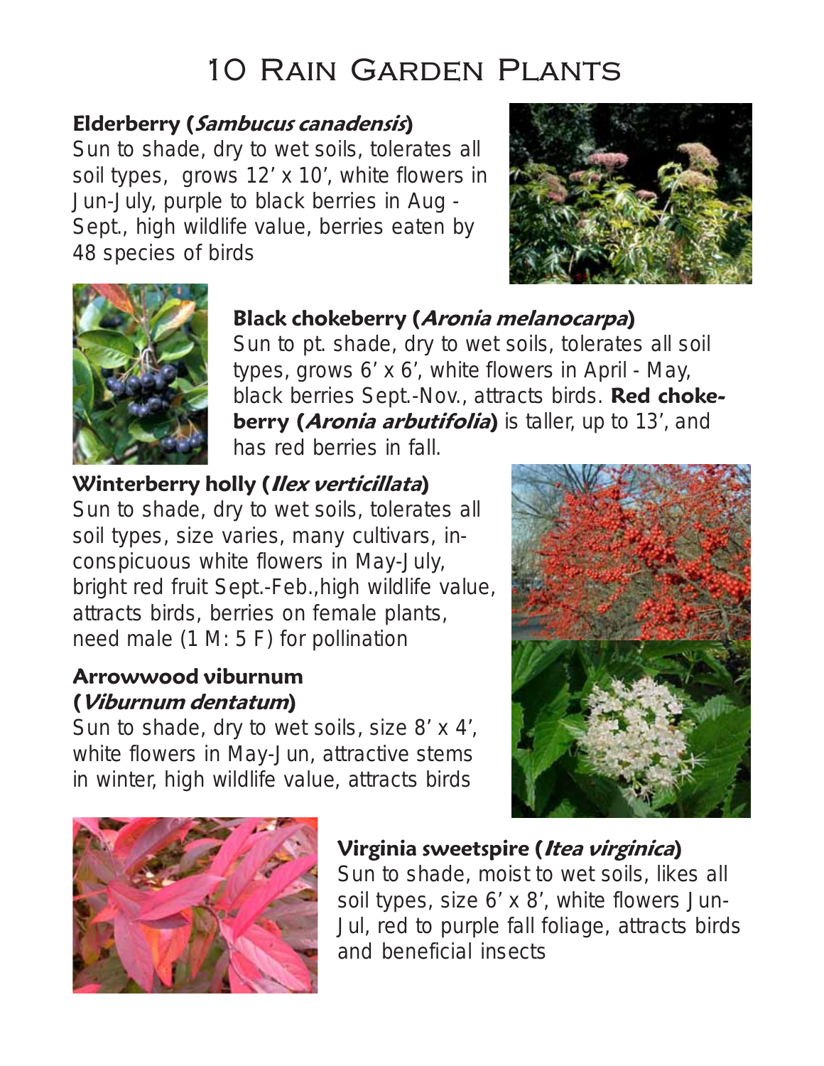# 10 Rain Garden Plants

**Elderberry (*Sambucus canadensis*)**
Sun to shade, dry to wet soils, tolerates all soil types, grows 12' x 10', white flowers in Jun-July, purple to black berries in Aug - Sept., high wildlife value, berries eaten by 48 species of birds

**Black chokeberry (*Aronia melanocarpa*)**
Sun to pt. shade, dry to wet soils, tolerates all soil types, grows 6' x 6', white flowers in April - May, black berries Sept.-Nov., attracts birds. **Red chokeberry (*Aronia arbutifolia*)** is taller, up to 13', and has red berries in fall.

**Winterberry holly (*Ilex verticillata*)**
Sun to shade, dry to wet soils, tolerates all soil types, size varies, many cultivars, inconspicuous white flowers in May-July, bright red fruit Sept.-Feb.,high wildlife value, attracts birds, berries on female plants, need male (1 M: 5 F) for pollination

**Arrowwood viburnum (*Viburnum dentatum*)**
Sun to shade, dry to wet soils, size 8' x 4', white flowers in May-Jun, attractive stems in winter, high wildlife value, attracts birds

**Virginia sweetspire (*Itea virginica*)**
Sun to shade, moist to wet soils, likes all soil types, size 6' x 8', white flowers Jun-Jul, red to purple fall foliage, attracts birds and beneficial insects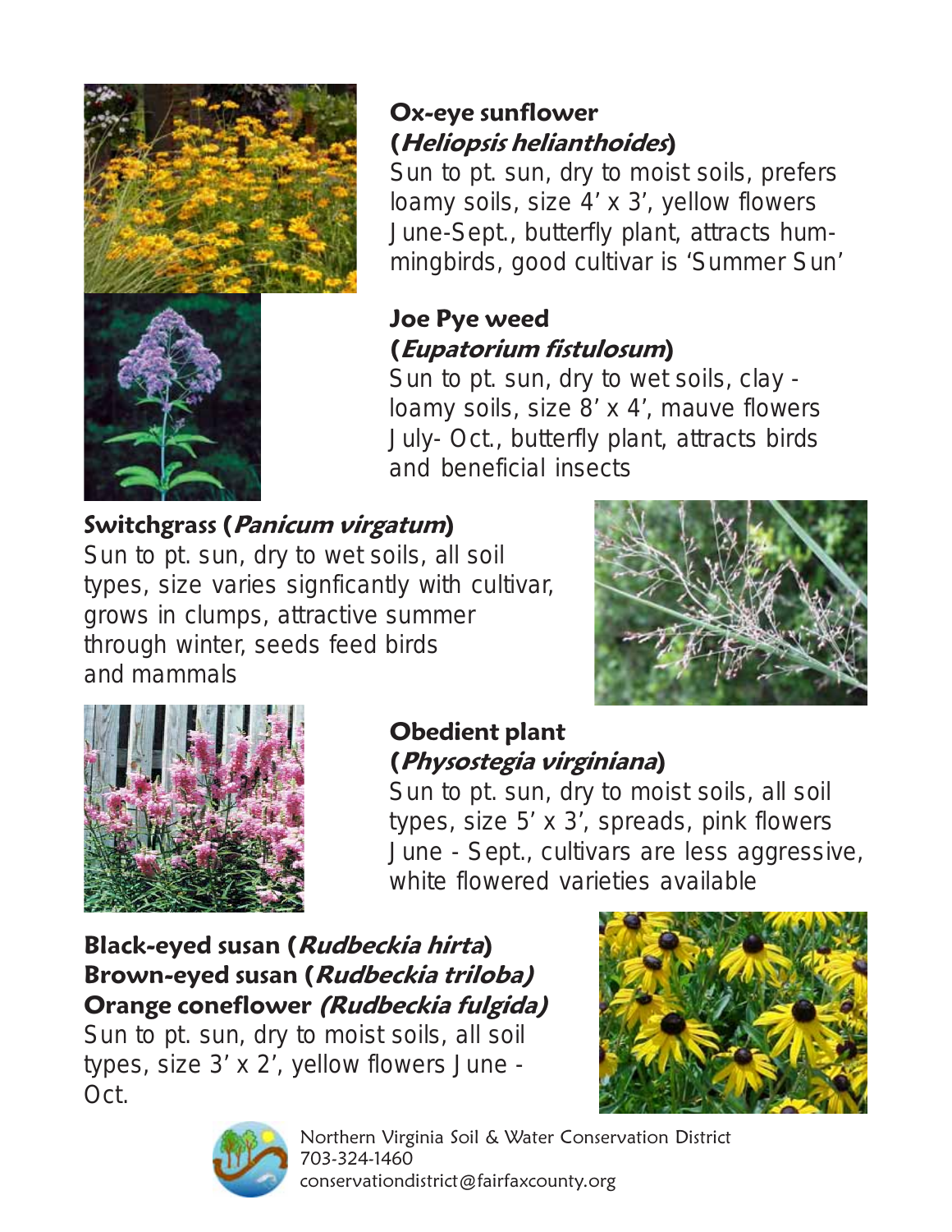**Ox-eye sunflower (*Heliopsis helianthoides*)**

Sun to pt. sun, dry to moist soils, prefers loamy soils, size 4' x 3', yellow flowers June-Sept., butterfly plant, attracts hummingbirds, good cultivar is 'Summer Sun'

**Joe Pye weed (*Eupatorium fistulosum*)**

Sun to pt. sun, dry to wet soils, clay - loamy soils, size 8' x 4', mauve flowers July- Oct., butterfly plant, attracts birds and beneficial insects

**Switchgrass (*Panicum virgatum*)**

Sun to pt. sun, dry to wet soils, all soil types, size varies signficantly with cultivar, grows in clumps, attractive summer through winter, seeds feed birds and mammals

**Obedient plant (*Physostegia virginiana*)**

Sun to pt. sun, dry to moist soils, all soil types, size 5' x 3', spreads, pink flowers June - Sept., cultivars are less aggressive, white flowered varieties available

**Black-eyed susan (*Rudbeckia hirta*)**
**Brown-eyed susan (*Rudbeckia triloba*)**
**Orange coneflower (*Rudbeckia fulgida*)**

Sun to pt. sun, dry to moist soils, all soil types, size 3' x 2', yellow flowers June - Oct.

Northern Virginia Soil & Water Conservation District
703-324-1460
conservationdistrict@fairfaxcounty.org